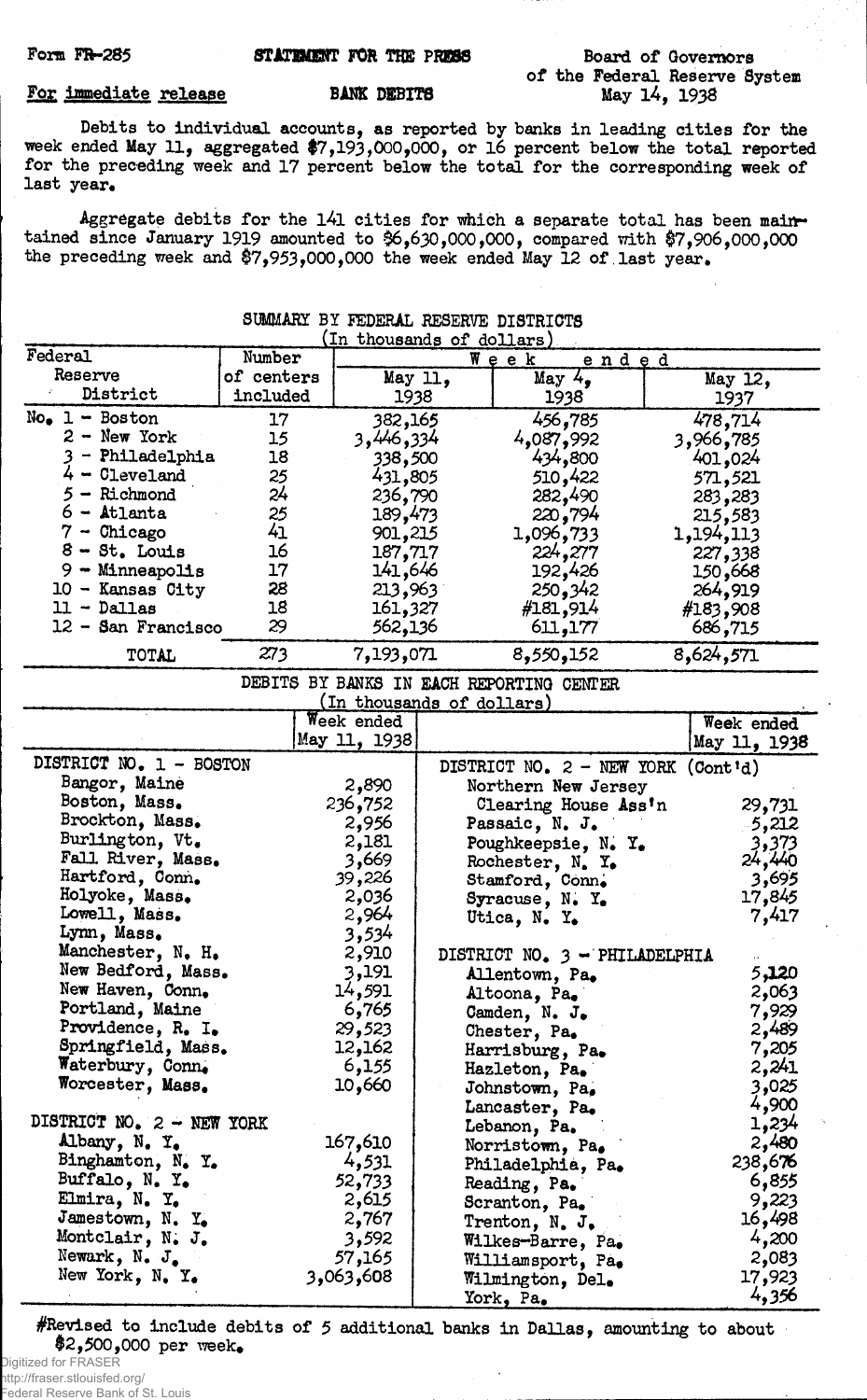Form FR-285 **STATEMENT FOR THE PRESS** Board of Governors of the Federal Reserve System

For immediate release **BANK DEBITS** May 14, 1938

Debits to individual accounts, as reported by banks in leading cities for the week ended May 11, aggregated $7,193,000,000, or 16 percent below the total reported for the preceding week and 17 percent below the total for the corresponding week of last year.

Aggregate debits for the 141 cities for which a separate total has been maintained since January 1919 amounted to $6,630,000,000, compared with $7,906,000,000 the preceding week and $7,953,000,000 the week ended May 12 of last year.

## SUMMARY BY FEDERAL RESERVE DISTRICTS
(In thousands of dollars)

| Federal Reserve District | Number of centers included | Week ended May 11, 1938 | Week ended May 4, 1938 | Week ended May 12, 1937 |
|---|---|---|---|---|
| No. 1 - Boston | 17 | 382,165 | 456,785 | 478,714 |
| 2 - New York | 15 | 3,446,334 | 4,087,992 | 3,966,785 |
| 3 - Philadelphia | 18 | 338,500 | 434,800 | 401,024 |
| 4 - Cleveland | 25 | 431,805 | 510,422 | 571,521 |
| 5 - Richmond | 24 | 236,790 | 282,490 | 283,283 |
| 6 - Atlanta | 25 | 189,473 | 220,794 | 215,583 |
| 7 - Chicago | 41 | 901,215 | 1,096,733 | 1,194,113 |
| 8 - St. Louis | 16 | 187,717 | 224,277 | 227,338 |
| 9 - Minneapolis | 17 | 141,646 | 192,426 | 150,668 |
| 10 - Kansas City | 28 | 213,963 | 250,342 | 264,919 |
| 11 - Dallas | 18 | 161,327 | #181,914 | #183,908 |
| 12 - San Francisco | 29 | 562,136 | 611,177 | 686,715 |
| TOTAL | 273 | 7,193,071 | 8,550,152 | 8,624,571 |

## DEBITS BY BANKS IN EACH REPORTING CENTER
(In thousands of dollars)

| | Week ended May 11, 1938 | | Week ended May 11, 1938 |
|---|---|---|---|
| DISTRICT NO. 1 - BOSTON | | DISTRICT NO. 2 - NEW YORK (Cont'd) | |
| Bangor, Maine | 2,890 | Northern New Jersey Clearing House Ass'n | 29,731 |
| Boston, Mass. | 236,752 | Passaic, N. J. | 5,212 |
| Brockton, Mass. | 2,956 | Poughkeepsie, N. Y. | 3,373 |
| Burlington, Vt. | 2,181 | Rochester, N. Y. | 24,440 |
| Fall River, Mass. | 3,669 | Stamford, Conn. | 3,695 |
| Hartford, Conn. | 39,226 | Syracuse, N. Y. | 17,845 |
| Holyoke, Mass. | 2,036 | Utica, N. Y. | 7,417 |
| Lowell, Mass. | 2,964 | | |
| Lynn, Mass. | 3,534 | | |
| Manchester, N. H. | 2,910 | DISTRICT NO. 3 - PHILADELPHIA | |
| New Bedford, Mass. | 3,191 | Allentown, Pa. | 5,120 |
| New Haven, Conn. | 14,591 | Altoona, Pa. | 2,063 |
| Portland, Maine | 6,765 | Camden, N. J. | 7,929 |
| Providence, R. I. | 29,523 | Chester, Pa. | 2,489 |
| Springfield, Mass. | 12,162 | Harrisburg, Pa. | 7,205 |
| Waterbury, Conn. | 6,155 | Hazleton, Pa. | 2,241 |
| Worcester, Mass. | 10,660 | Johnstown, Pa. | 3,025 |
| | | Lancaster, Pa. | 4,900 |
| DISTRICT NO. 2 - NEW YORK | | Lebanon, Pa. | 1,234 |
| Albany, N. Y. | 167,610 | Norristown, Pa. | 2,480 |
| Binghamton, N. Y. | 4,531 | Philadelphia, Pa. | 238,676 |
| Buffalo, N. Y. | 52,733 | Reading, Pa. | 6,855 |
| Elmira, N. Y. | 2,615 | Scranton, Pa. | 9,223 |
| Jamestown, N. Y. | 2,767 | Trenton, N. J. | 16,498 |
| Montclair, N. J. | 3,592 | Wilkes-Barre, Pa. | 4,200 |
| Newark, N. J. | 57,165 | Williamsport, Pa. | 2,083 |
| New York, N. Y. | 3,063,608 | Wilmington, Del. | 17,923 |
| | | York, Pa. | 4,356 |

#Revised to include debits of 5 additional banks in Dallas, amounting to about $2,500,000 per week.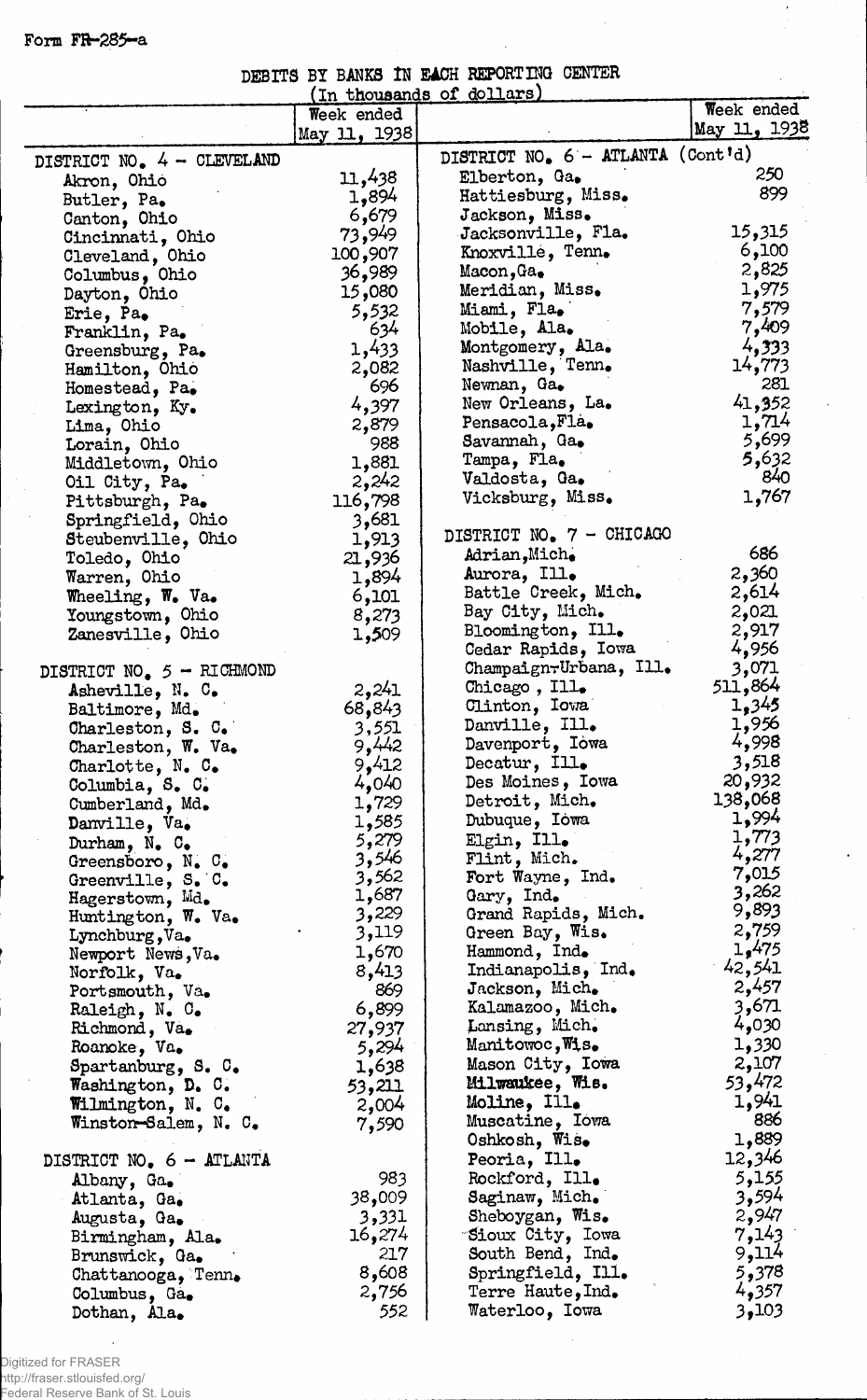Form FR-285-a

DEBITS BY BANKS IN EACH REPORTING CENTER
(In thousands of dollars)

| | Week ended May 11, 1938 |
|---|---|
| **DISTRICT NO. 4 - CLEVELAND** | |
| Akron, Ohio | 11,438 |
| Butler, Pa. | 1,894 |
| Canton, Ohio | 6,679 |
| Cincinnati, Ohio | 73,949 |
| Cleveland, Ohio | 100,907 |
| Columbus, Ohio | 36,989 |
| Dayton, Ohio | 15,080 |
| Erie, Pa. | 5,532 |
| Franklin, Pa. | 634 |
| Greensburg, Pa. | 1,433 |
| Hamilton, Ohio | 2,082 |
| Homestead, Pa. | 696 |
| Lexington, Ky. | 4,397 |
| Lima, Ohio | 2,879 |
| Lorain, Ohio | 988 |
| Middletown, Ohio | 1,881 |
| Oil City, Pa. | 2,242 |
| Pittsburgh, Pa. | 116,798 |
| Springfield, Ohio | 3,681 |
| Steubenville, Ohio | 1,913 |
| Toledo, Ohio | 21,936 |
| Warren, Ohio | 1,894 |
| Wheeling, W. Va. | 6,101 |
| Youngstown, Ohio | 8,273 |
| Zanesville, Ohio | 1,509 |
| **DISTRICT NO. 5 - RICHMOND** | |
| Asheville, N. C. | 2,241 |
| Baltimore, Md. | 68,843 |
| Charleston, S. C. | 3,551 |
| Charleston, W. Va. | 9,442 |
| Charlotte, N. C. | 9,412 |
| Columbia, S. C. | 4,040 |
| Cumberland, Md. | 1,729 |
| Danville, Va. | 1,585 |
| Durham, N. C. | 5,279 |
| Greensboro, N. C. | 3,546 |
| Greenville, S. C. | 3,562 |
| Hagerstown, Md. | 1,687 |
| Huntington, W. Va. | 3,229 |
| Lynchburg, Va. | 3,119 |
| Newport News, Va. | 1,670 |
| Norfolk, Va. | 8,413 |
| Portsmouth, Va. | 869 |
| Raleigh, N. C. | 6,899 |
| Richmond, Va. | 27,937 |
| Roanoke, Va. | 5,294 |
| Spartanburg, S. C. | 1,638 |
| Washington, D. C. | 53,211 |
| Wilmington, N. C. | 2,004 |
| Winston-Salem, N. C. | 7,590 |
| **DISTRICT NO. 6 - ATLANTA** | |
| Albany, Ga. | 983 |
| Atlanta, Ga. | 38,009 |
| Augusta, Ga. | 3,331 |
| Birmingham, Ala. | 16,274 |
| Brunswick, Ga. | 217 |
| Chattanooga, Tenn. | 8,608 |
| Columbus, Ga. | 2,756 |
| Dothan, Ala. | 552 |
| **DISTRICT NO. 6 - ATLANTA (Cont'd)** | |
| Elberton, Ga. | 250 |
| Hattiesburg, Miss. | 899 |
| Jackson, Miss. | |
| Jacksonville, Fla. | 15,315 |
| Knoxville, Tenn. | 6,100 |
| Macon, Ga. | 2,825 |
| Meridian, Miss. | 1,975 |
| Miami, Fla. | 7,579 |
| Mobile, Ala. | 7,409 |
| Montgomery, Ala. | 4,333 |
| Nashville, Tenn. | 14,773 |
| Newnan, Ga. | 281 |
| New Orleans, La. | 41,352 |
| Pensacola, Fla. | 1,714 |
| Savannah, Ga. | 5,699 |
| Tampa, Fla. | 5,632 |
| Valdosta, Ga. | 840 |
| Vicksburg, Miss. | 1,767 |
| **DISTRICT NO. 7 - CHICAGO** | |
| Adrian, Mich. | 686 |
| Aurora, Ill. | 2,360 |
| Battle Creek, Mich. | 2,614 |
| Bay City, Mich. | 2,021 |
| Bloomington, Ill. | 2,917 |
| Cedar Rapids, Iowa | 4,956 |
| Champaign-Urbana, Ill. | 3,071 |
| Chicago, Ill. | 511,864 |
| Clinton, Iowa | 1,345 |
| Danville, Ill. | 1,956 |
| Davenport, Iowa | 4,998 |
| Decatur, Ill. | 3,518 |
| Des Moines, Iowa | 20,932 |
| Detroit, Mich. | 138,068 |
| Dubuque, Iowa | 1,994 |
| Elgin, Ill. | 1,773 |
| Flint, Mich. | 4,277 |
| Fort Wayne, Ind. | 7,015 |
| Gary, Ind. | 3,262 |
| Grand Rapids, Mich. | 9,893 |
| Green Bay, Wis. | 2,759 |
| Hammond, Ind. | 1,475 |
| Indianapolis, Ind. | 42,541 |
| Jackson, Mich. | 2,457 |
| Kalamazoo, Mich. | 3,671 |
| Lansing, Mich. | 4,030 |
| Manitowoc, Wis. | 1,330 |
| Mason City, Iowa | 2,107 |
| Milwaukee, Wis. | 53,472 |
| Moline, Ill. | 1,941 |
| Muscatine, Iowa | 886 |
| Oshkosh, Wis. | 1,889 |
| Peoria, Ill. | 12,346 |
| Rockford, Ill. | 5,155 |
| Saginaw, Mich. | 3,594 |
| Sheboygan, Wis. | 2,947 |
| Sioux City, Iowa | 7,143 |
| South Bend, Ind. | 9,114 |
| Springfield, Ill. | 5,378 |
| Terre Haute, Ind. | 4,357 |
| Waterloo, Iowa | 3,103 |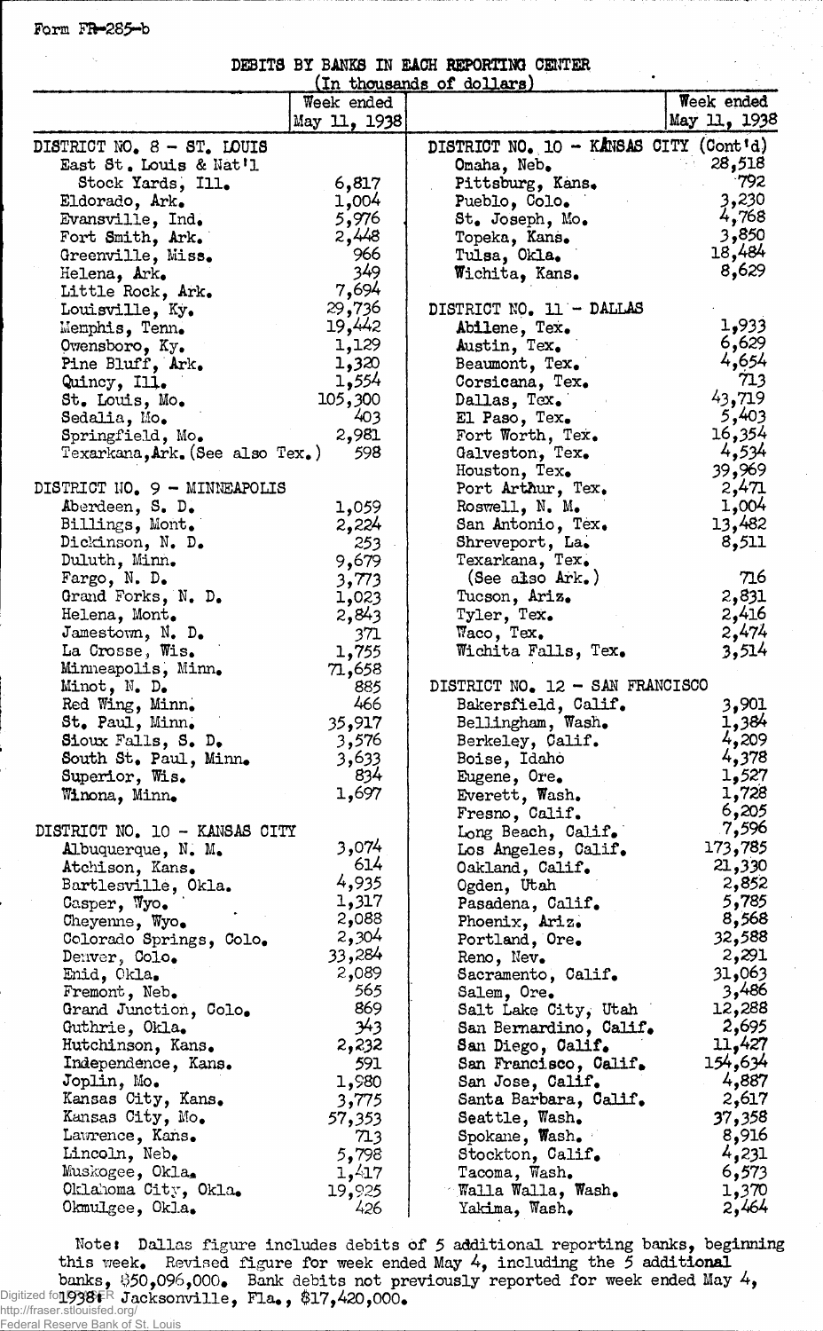Form FR-285-b

# DEBITS BY BANKS IN EACH REPORTING CENTER

(In thousands of dollars)

| | Week ended May 11, 1938 |
|---|---|
| **DISTRICT NO. 8 - ST. LOUIS** | |
| East St. Louis & Nat'l Stock Yards, Ill. | 6,817 |
| Eldorado, Ark. | 1,004 |
| Evansville, Ind. | 5,976 |
| Fort Smith, Ark. | 2,448 |
| Greenville, Miss. | 966 |
| Helena, Ark. | 349 |
| Little Rock, Ark. | 7,694 |
| Louisville, Ky. | 29,736 |
| Memphis, Tenn. | 19,442 |
| Owensboro, Ky. | 1,129 |
| Pine Bluff, Ark. | 1,320 |
| Quincy, Ill. | 1,554 |
| St. Louis, Mo. | 105,300 |
| Sedalia, Mo. | 403 |
| Springfield, Mo. | 2,981 |
| Texarkana, Ark. (See also Tex.) | 598 |
| **DISTRICT NO. 9 - MINNEAPOLIS** | |
| Aberdeen, S. D. | 1,059 |
| Billings, Mont. | 2,224 |
| Dickinson, N. D. | 253 |
| Duluth, Minn. | 9,679 |
| Fargo, N. D. | 3,773 |
| Grand Forks, N. D. | 1,023 |
| Helena, Mont. | 2,843 |
| Jamestown, N. D. | 371 |
| La Crosse, Wis. | 1,755 |
| Minneapolis, Minn. | 71,658 |
| Minot, N. D. | 885 |
| Red Wing, Minn. | 466 |
| St. Paul, Minn. | 35,917 |
| Sioux Falls, S. D. | 3,576 |
| South St. Paul, Minn. | 3,633 |
| Superior, Wis. | 834 |
| Winona, Minn. | 1,697 |
| **DISTRICT NO. 10 - KANSAS CITY** | |
| Albuquerque, N. M. | 3,074 |
| Atchison, Kans. | 614 |
| Bartlesville, Okla. | 4,935 |
| Casper, Wyo. | 1,317 |
| Cheyenne, Wyo. | 2,088 |
| Colorado Springs, Colo. | 2,304 |
| Denver, Colo. | 33,284 |
| Enid, Okla. | 2,089 |
| Fremont, Neb. | 565 |
| Grand Junction, Colo. | 869 |
| Guthrie, Okla. | 343 |
| Hutchinson, Kans. | 2,232 |
| Independence, Kans. | 591 |
| Joplin, Mo. | 1,980 |
| Kansas City, Kans. | 3,775 |
| Kansas City, Mo. | 57,353 |
| Lawrence, Kans. | 713 |
| Lincoln, Neb. | 5,798 |
| Muskogee, Okla. | 1,417 |
| Oklahoma City, Okla. | 19,925 |
| Okmulgee, Okla. | 426 |

| | Week ended May 11, 1938 |
|---|---|
| **DISTRICT NO. 10 - KANSAS CITY (Cont'd)** | |
| Omaha, Neb. | 28,518 |
| Pittsburg, Kans. | 792 |
| Pueblo, Colo. | 3,230 |
| St. Joseph, Mo. | 4,768 |
| Topeka, Kans. | 3,850 |
| Tulsa, Okla. | 18,484 |
| Wichita, Kans. | 8,629 |
| **DISTRICT NO. 11 - DALLAS** | |
| Abilene, Tex. | 1,933 |
| Austin, Tex. | 6,629 |
| Beaumont, Tex. | 4,654 |
| Corsicana, Tex. | 713 |
| Dallas, Tex. | 43,719 |
| El Paso, Tex. | 5,403 |
| Fort Worth, Tex. | 16,354 |
| Galveston, Tex. | 4,534 |
| Houston, Tex. | 39,969 |
| Port Arthur, Tex. | 2,471 |
| Roswell, N. M. | 1,004 |
| San Antonio, Tex. | 13,482 |
| Shreveport, La. | 8,511 |
| Texarkana, Tex. (See also Ark.) | 716 |
| Tucson, Ariz. | 2,831 |
| Tyler, Tex. | 2,416 |
| Waco, Tex. | 2,474 |
| Wichita Falls, Tex. | 3,514 |
| **DISTRICT NO. 12 - SAN FRANCISCO** | |
| Bakersfield, Calif. | 3,901 |
| Bellingham, Wash. | 1,384 |
| Berkeley, Calif. | 4,209 |
| Boise, Idaho | 4,378 |
| Eugene, Ore. | 1,527 |
| Everett, Wash. | 1,728 |
| Fresno, Calif. | 6,205 |
| Long Beach, Calif. | 7,596 |
| Los Angeles, Calif. | 173,785 |
| Oakland, Calif. | 21,330 |
| Ogden, Utah | 2,852 |
| Pasadena, Calif. | 5,785 |
| Phoenix, Ariz. | 8,568 |
| Portland, Ore. | 32,588 |
| Reno, Nev. | 2,291 |
| Sacramento, Calif. | 31,063 |
| Salem, Ore. | 3,486 |
| Salt Lake City, Utah | 12,288 |
| San Bernardino, Calif. | 2,695 |
| San Diego, Calif. | 11,427 |
| San Francisco, Calif. | 154,634 |
| San Jose, Calif. | 4,887 |
| Santa Barbara, Calif. | 2,617 |
| Seattle, Wash. | 37,358 |
| Spokane, Wash. | 8,916 |
| Stockton, Calif. | 4,231 |
| Tacoma, Wash. | 6,573 |
| Walla Walla, Wash. | 1,370 |
| Yakima, Wash. | 2,464 |

Note: Dallas figure includes debits of 5 additional reporting banks, beginning this week. Revised figure for week ended May 4, including the 5 additional banks, $50,096,000. Bank debits not previously reported for week ended May 4, 1938: Jacksonville, Fla., $17,420,000.